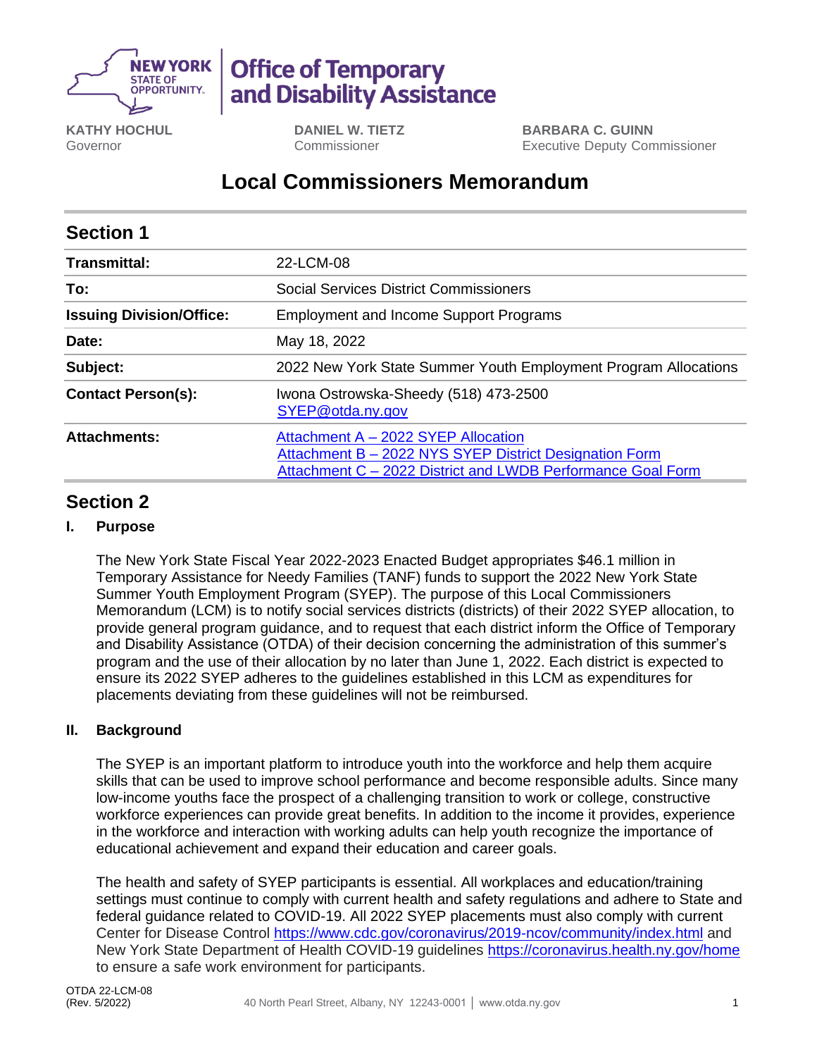**Office of Temporary and Disability Assistance**

| KATHY HOCHUL | DANIEL W. TIETZ | BARBARA C. GUINN |
|---|---|---|
| Governor | Commissioner | Executive Deputy Commissioner |

# Local Commissioners Memorandum

## Section 1

| | |
|---|---|
| **Transmittal:** | 22-LCM-08 |
| **To:** | Social Services District Commissioners |
| **Issuing Division/Office:** | Employment and Income Support Programs |
| **Date:** | May 18, 2022 |
| **Subject:** | 2022 New York State Summer Youth Employment Program Allocations |
| **Contact Person(s):** | Iwona Ostrowska-Sheedy (518) 473-2500 SYEP@otda.ny.gov |
| **Attachments:** | Attachment A – 2022 SYEP Allocation<br>Attachment B – 2022 NYS SYEP District Designation Form<br>Attachment C – 2022 District and LWDB Performance Goal Form |

## Section 2

### I. Purpose

The New York State Fiscal Year 2022-2023 Enacted Budget appropriates $46.1 million in Temporary Assistance for Needy Families (TANF) funds to support the 2022 New York State Summer Youth Employment Program (SYEP). The purpose of this Local Commissioners Memorandum (LCM) is to notify social services districts (districts) of their 2022 SYEP allocation, to provide general program guidance, and to request that each district inform the Office of Temporary and Disability Assistance (OTDA) of their decision concerning the administration of this summer's program and the use of their allocation by no later than June 1, 2022. Each district is expected to ensure its 2022 SYEP adheres to the guidelines established in this LCM as expenditures for placements deviating from these guidelines will not be reimbursed.

### II. Background

The SYEP is an important platform to introduce youth into the workforce and help them acquire skills that can be used to improve school performance and become responsible adults. Since many low-income youths face the prospect of a challenging transition to work or college, constructive workforce experiences can provide great benefits. In addition to the income it provides, experience in the workforce and interaction with working adults can help youth recognize the importance of educational achievement and expand their education and career goals.

The health and safety of SYEP participants is essential. All workplaces and education/training settings must continue to comply with current health and safety regulations and adhere to State and federal guidance related to COVID-19. All 2022 SYEP placements must also comply with current Center for Disease Control https://www.cdc.gov/coronavirus/2019-ncov/community/index.html and New York State Department of Health COVID-19 guidelines https://coronavirus.health.ny.gov/home to ensure a safe work environment for participants.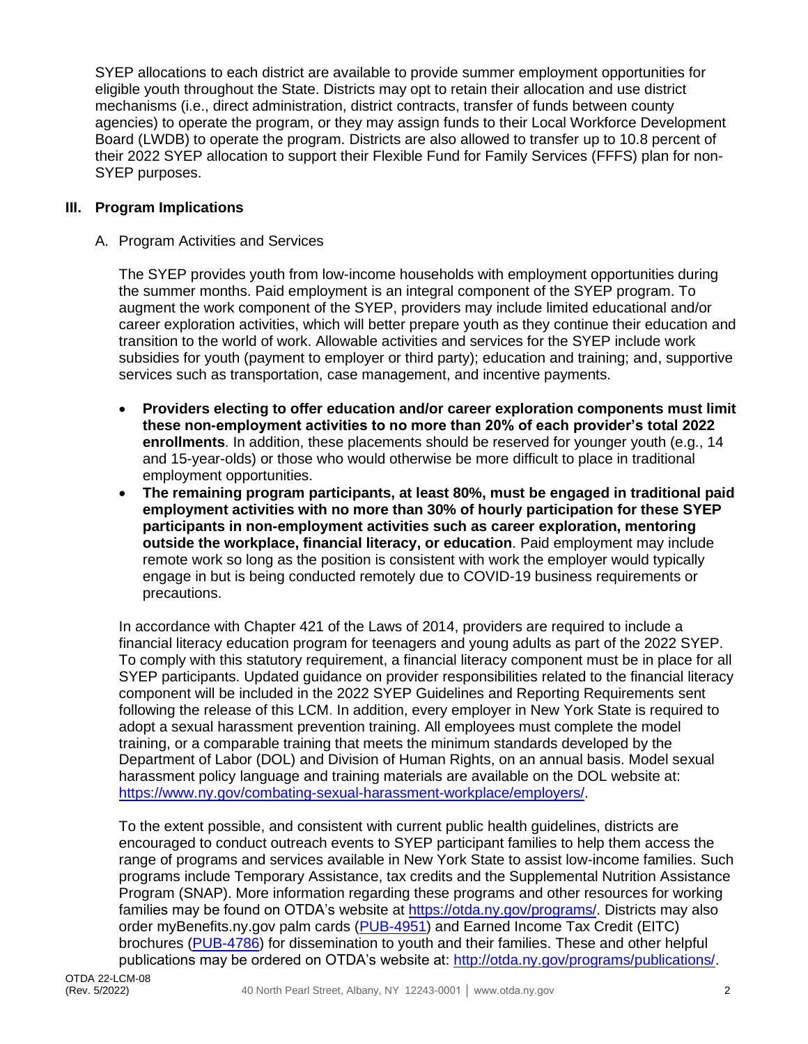SYEP allocations to each district are available to provide summer employment opportunities for eligible youth throughout the State. Districts may opt to retain their allocation and use district mechanisms (i.e., direct administration, district contracts, transfer of funds between county agencies) to operate the program, or they may assign funds to their Local Workforce Development Board (LWDB) to operate the program. Districts are also allowed to transfer up to 10.8 percent of their 2022 SYEP allocation to support their Flexible Fund for Family Services (FFFS) plan for non-SYEP purposes.

## III. Program Implications

### A. Program Activities and Services

The SYEP provides youth from low-income households with employment opportunities during the summer months. Paid employment is an integral component of the SYEP program. To augment the work component of the SYEP, providers may include limited educational and/or career exploration activities, which will better prepare youth as they continue their education and transition to the world of work. Allowable activities and services for the SYEP include work subsidies for youth (payment to employer or third party); education and training; and, supportive services such as transportation, case management, and incentive payments.

- **Providers electing to offer education and/or career exploration components must limit these non-employment activities to no more than 20% of each provider's total 2022 enrollments**. In addition, these placements should be reserved for younger youth (e.g., 14 and 15-year-olds) or those who would otherwise be more difficult to place in traditional employment opportunities.
- **The remaining program participants, at least 80%, must be engaged in traditional paid employment activities with no more than 30% of hourly participation for these SYEP participants in non-employment activities such as career exploration, mentoring outside the workplace, financial literacy, or education**. Paid employment may include remote work so long as the position is consistent with work the employer would typically engage in but is being conducted remotely due to COVID-19 business requirements or precautions.

In accordance with Chapter 421 of the Laws of 2014, providers are required to include a financial literacy education program for teenagers and young adults as part of the 2022 SYEP. To comply with this statutory requirement, a financial literacy component must be in place for all SYEP participants. Updated guidance on provider responsibilities related to the financial literacy component will be included in the 2022 SYEP Guidelines and Reporting Requirements sent following the release of this LCM. In addition, every employer in New York State is required to adopt a sexual harassment prevention training. All employees must complete the model training, or a comparable training that meets the minimum standards developed by the Department of Labor (DOL) and Division of Human Rights, on an annual basis. Model sexual harassment policy language and training materials are available on the DOL website at: https://www.ny.gov/combating-sexual-harassment-workplace/employers/.

To the extent possible, and consistent with current public health guidelines, districts are encouraged to conduct outreach events to SYEP participant families to help them access the range of programs and services available in New York State to assist low-income families. Such programs include Temporary Assistance, tax credits and the Supplemental Nutrition Assistance Program (SNAP). More information regarding these programs and other resources for working families may be found on OTDA's website at https://otda.ny.gov/programs/. Districts may also order myBenefits.ny.gov palm cards (PUB-4951) and Earned Income Tax Credit (EITC) brochures (PUB-4786) for dissemination to youth and their families. These and other helpful publications may be ordered on OTDA's website at: http://otda.ny.gov/programs/publications/.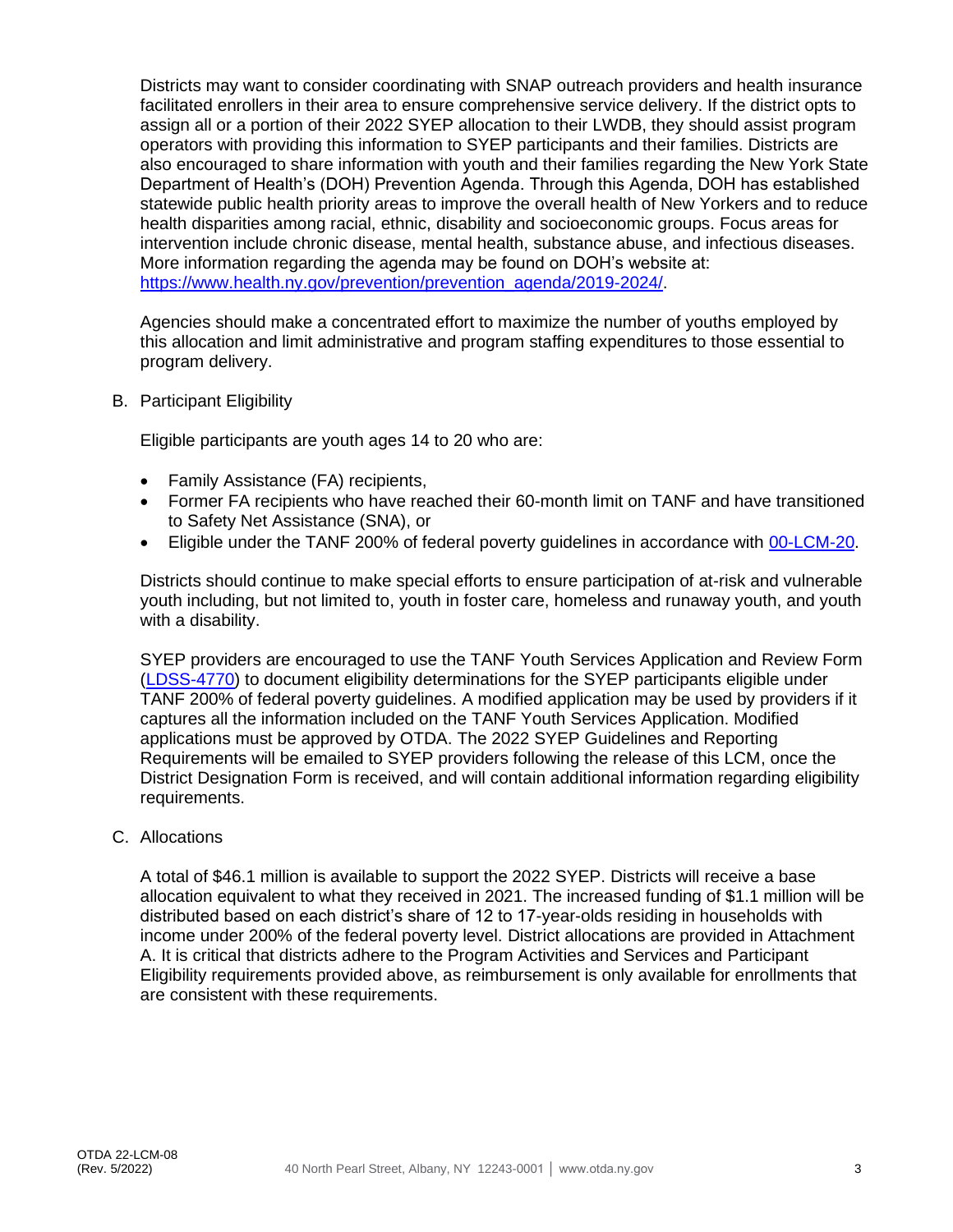Districts may want to consider coordinating with SNAP outreach providers and health insurance facilitated enrollers in their area to ensure comprehensive service delivery. If the district opts to assign all or a portion of their 2022 SYEP allocation to their LWDB, they should assist program operators with providing this information to SYEP participants and their families. Districts are also encouraged to share information with youth and their families regarding the New York State Department of Health's (DOH) Prevention Agenda. Through this Agenda, DOH has established statewide public health priority areas to improve the overall health of New Yorkers and to reduce health disparities among racial, ethnic, disability and socioeconomic groups. Focus areas for intervention include chronic disease, mental health, substance abuse, and infectious diseases. More information regarding the agenda may be found on DOH's website at: [https://www.health.ny.gov/prevention/prevention_agenda/2019-2024/](https://www.health.ny.gov/prevention/prevention_agenda/2019-2024/).

Agencies should make a concentrated effort to maximize the number of youths employed by this allocation and limit administrative and program staffing expenditures to those essential to program delivery.

B. Participant Eligibility

Eligible participants are youth ages 14 to 20 who are:

- Family Assistance (FA) recipients,
- Former FA recipients who have reached their 60-month limit on TANF and have transitioned to Safety Net Assistance (SNA), or
- Eligible under the TANF 200% of federal poverty guidelines in accordance with [00-LCM-20](00-LCM-20).

Districts should continue to make special efforts to ensure participation of at-risk and vulnerable youth including, but not limited to, youth in foster care, homeless and runaway youth, and youth with a disability.

SYEP providers are encouraged to use the TANF Youth Services Application and Review Form ([LDSS-4770](LDSS-4770)) to document eligibility determinations for the SYEP participants eligible under TANF 200% of federal poverty guidelines. A modified application may be used by providers if it captures all the information included on the TANF Youth Services Application. Modified applications must be approved by OTDA. The 2022 SYEP Guidelines and Reporting Requirements will be emailed to SYEP providers following the release of this LCM, once the District Designation Form is received, and will contain additional information regarding eligibility requirements.

C. Allocations

A total of $46.1 million is available to support the 2022 SYEP. Districts will receive a base allocation equivalent to what they received in 2021. The increased funding of $1.1 million will be distributed based on each district's share of 12 to 17-year-olds residing in households with income under 200% of the federal poverty level. District allocations are provided in Attachment A. It is critical that districts adhere to the Program Activities and Services and Participant Eligibility requirements provided above, as reimbursement is only available for enrollments that are consistent with these requirements.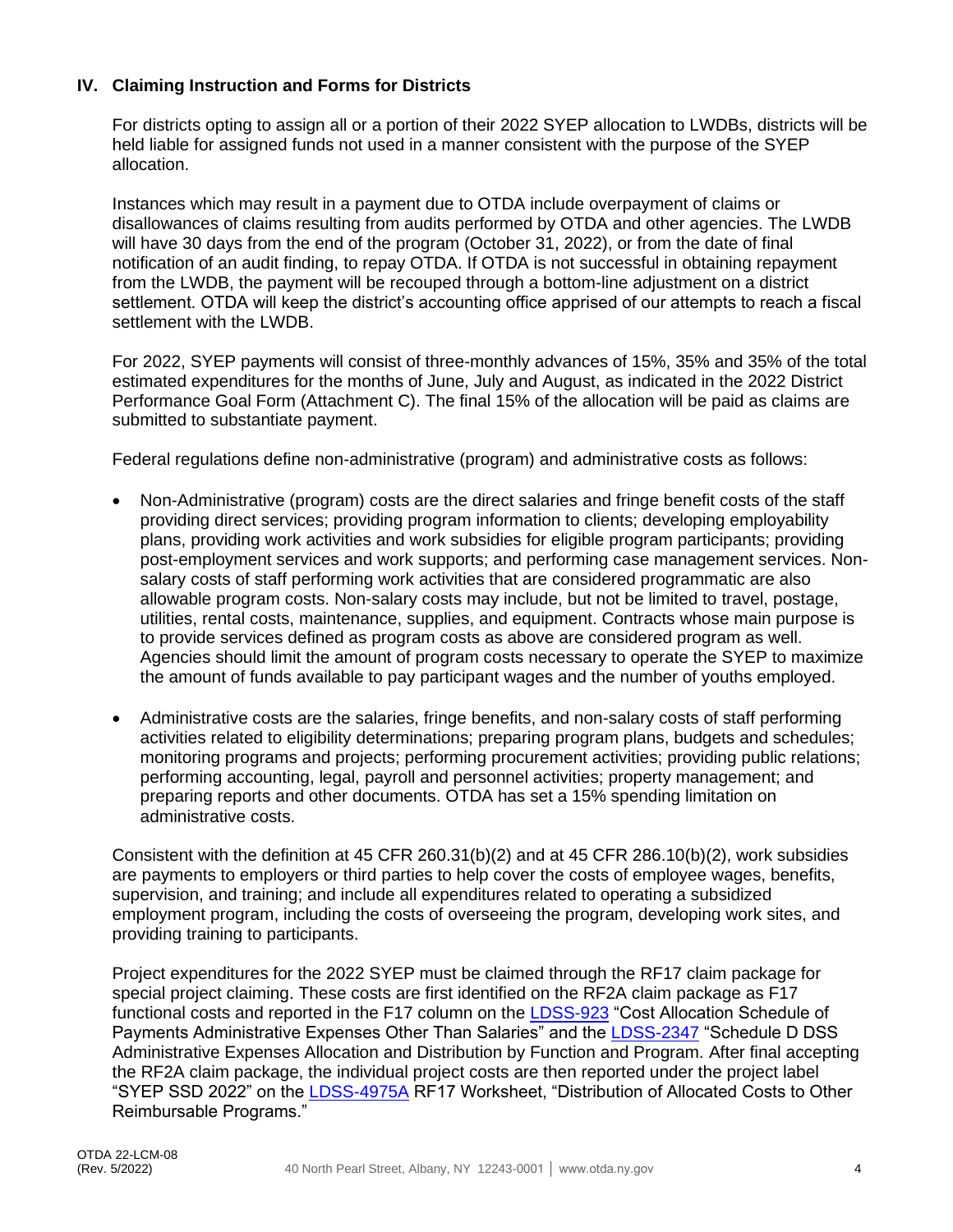## IV. Claiming Instruction and Forms for Districts

For districts opting to assign all or a portion of their 2022 SYEP allocation to LWDBs, districts will be held liable for assigned funds not used in a manner consistent with the purpose of the SYEP allocation.

Instances which may result in a payment due to OTDA include overpayment of claims or disallowances of claims resulting from audits performed by OTDA and other agencies. The LWDB will have 30 days from the end of the program (October 31, 2022), or from the date of final notification of an audit finding, to repay OTDA. If OTDA is not successful in obtaining repayment from the LWDB, the payment will be recouped through a bottom-line adjustment on a district settlement. OTDA will keep the district's accounting office apprised of our attempts to reach a fiscal settlement with the LWDB.

For 2022, SYEP payments will consist of three-monthly advances of 15%, 35% and 35% of the total estimated expenditures for the months of June, July and August, as indicated in the 2022 District Performance Goal Form (Attachment C). The final 15% of the allocation will be paid as claims are submitted to substantiate payment.

Federal regulations define non-administrative (program) and administrative costs as follows:

- Non-Administrative (program) costs are the direct salaries and fringe benefit costs of the staff providing direct services; providing program information to clients; developing employability plans, providing work activities and work subsidies for eligible program participants; providing post-employment services and work supports; and performing case management services. Non-salary costs of staff performing work activities that are considered programmatic are also allowable program costs. Non-salary costs may include, but not be limited to travel, postage, utilities, rental costs, maintenance, supplies, and equipment. Contracts whose main purpose is to provide services defined as program costs as above are considered program as well. Agencies should limit the amount of program costs necessary to operate the SYEP to maximize the amount of funds available to pay participant wages and the number of youths employed.

- Administrative costs are the salaries, fringe benefits, and non-salary costs of staff performing activities related to eligibility determinations; preparing program plans, budgets and schedules; monitoring programs and projects; performing procurement activities; providing public relations; performing accounting, legal, payroll and personnel activities; property management; and preparing reports and other documents. OTDA has set a 15% spending limitation on administrative costs.

Consistent with the definition at 45 CFR 260.31(b)(2) and at 45 CFR 286.10(b)(2), work subsidies are payments to employers or third parties to help cover the costs of employee wages, benefits, supervision, and training; and include all expenditures related to operating a subsidized employment program, including the costs of overseeing the program, developing work sites, and providing training to participants.

Project expenditures for the 2022 SYEP must be claimed through the RF17 claim package for special project claiming. These costs are first identified on the RF2A claim package as F17 functional costs and reported in the F17 column on the LDSS-923 "Cost Allocation Schedule of Payments Administrative Expenses Other Than Salaries" and the LDSS-2347 "Schedule D DSS Administrative Expenses Allocation and Distribution by Function and Program. After final accepting the RF2A claim package, the individual project costs are then reported under the project label "SYEP SSD 2022" on the LDSS-4975A RF17 Worksheet, "Distribution of Allocated Costs to Other Reimbursable Programs."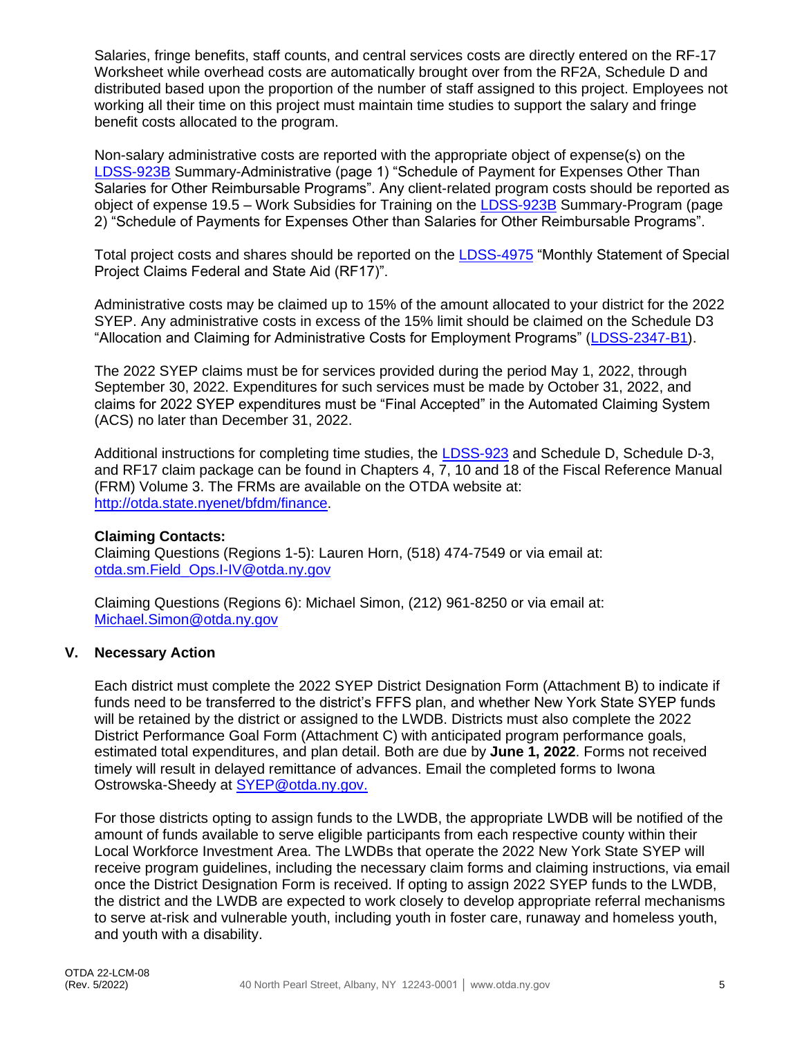Salaries, fringe benefits, staff counts, and central services costs are directly entered on the RF-17 Worksheet while overhead costs are automatically brought over from the RF2A, Schedule D and distributed based upon the proportion of the number of staff assigned to this project. Employees not working all their time on this project must maintain time studies to support the salary and fringe benefit costs allocated to the program.

Non-salary administrative costs are reported with the appropriate object of expense(s) on the LDSS-923B Summary-Administrative (page 1) "Schedule of Payment for Expenses Other Than Salaries for Other Reimbursable Programs". Any client-related program costs should be reported as object of expense 19.5 – Work Subsidies for Training on the LDSS-923B Summary-Program (page 2) "Schedule of Payments for Expenses Other than Salaries for Other Reimbursable Programs".

Total project costs and shares should be reported on the LDSS-4975 "Monthly Statement of Special Project Claims Federal and State Aid (RF17)".

Administrative costs may be claimed up to 15% of the amount allocated to your district for the 2022 SYEP. Any administrative costs in excess of the 15% limit should be claimed on the Schedule D3 "Allocation and Claiming for Administrative Costs for Employment Programs" (LDSS-2347-B1).

The 2022 SYEP claims must be for services provided during the period May 1, 2022, through September 30, 2022. Expenditures for such services must be made by October 31, 2022, and claims for 2022 SYEP expenditures must be "Final Accepted" in the Automated Claiming System (ACS) no later than December 31, 2022.

Additional instructions for completing time studies, the LDSS-923 and Schedule D, Schedule D-3, and RF17 claim package can be found in Chapters 4, 7, 10 and 18 of the Fiscal Reference Manual (FRM) Volume 3. The FRMs are available on the OTDA website at: http://otda.state.nyenet/bfdm/finance.

**Claiming Contacts:**
Claiming Questions (Regions 1-5): Lauren Horn, (518) 474-7549 or via email at: otda.sm.Field_Ops.I-IV@otda.ny.gov

Claiming Questions (Regions 6): Michael Simon, (212) 961-8250 or via email at: Michael.Simon@otda.ny.gov

## V. Necessary Action

Each district must complete the 2022 SYEP District Designation Form (Attachment B) to indicate if funds need to be transferred to the district's FFFS plan, and whether New York State SYEP funds will be retained by the district or assigned to the LWDB. Districts must also complete the 2022 District Performance Goal Form (Attachment C) with anticipated program performance goals, estimated total expenditures, and plan detail. Both are due by **June 1, 2022**. Forms not received timely will result in delayed remittance of advances. Email the completed forms to Iwona Ostrowska-Sheedy at SYEP@otda.ny.gov.

For those districts opting to assign funds to the LWDB, the appropriate LWDB will be notified of the amount of funds available to serve eligible participants from each respective county within their Local Workforce Investment Area. The LWDBs that operate the 2022 New York State SYEP will receive program guidelines, including the necessary claim forms and claiming instructions, via email once the District Designation Form is received. If opting to assign 2022 SYEP funds to the LWDB, the district and the LWDB are expected to work closely to develop appropriate referral mechanisms to serve at-risk and vulnerable youth, including youth in foster care, runaway and homeless youth, and youth with a disability.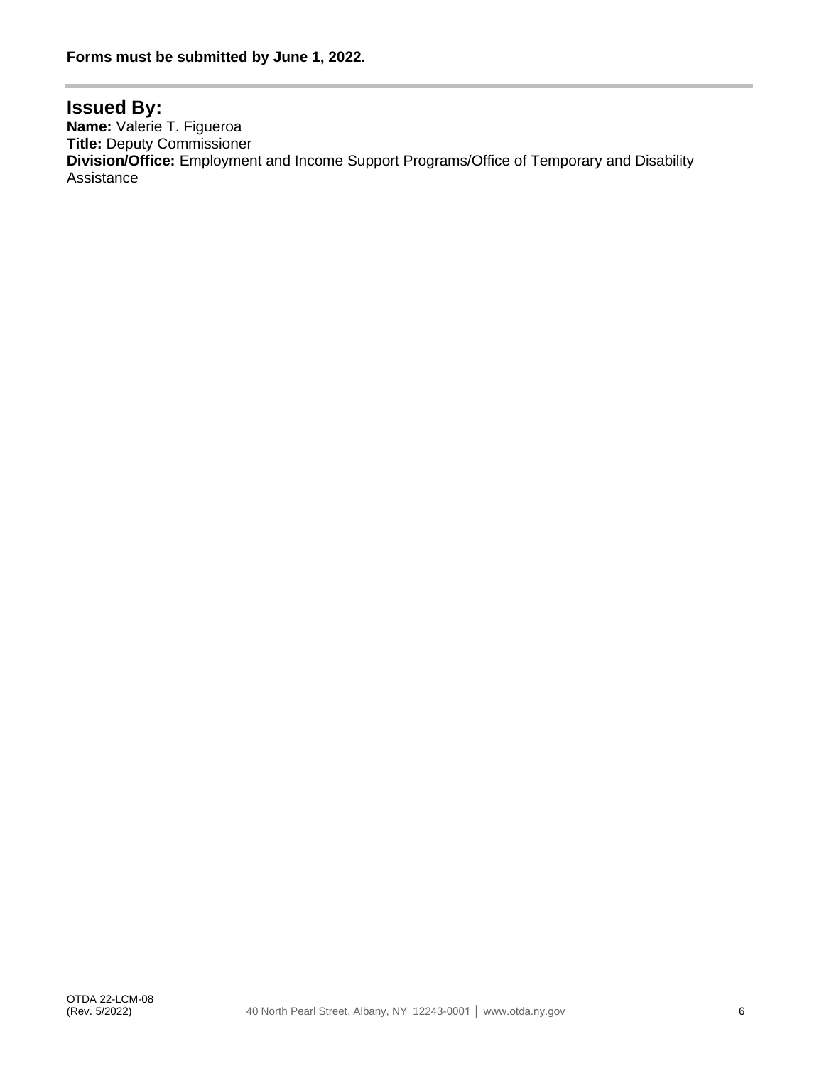**Forms must be submitted by June 1, 2022.**

---

## Issued By:

**Name:** Valerie T. Figueroa
**Title:** Deputy Commissioner
**Division/Office:** Employment and Income Support Programs/Office of Temporary and Disability Assistance